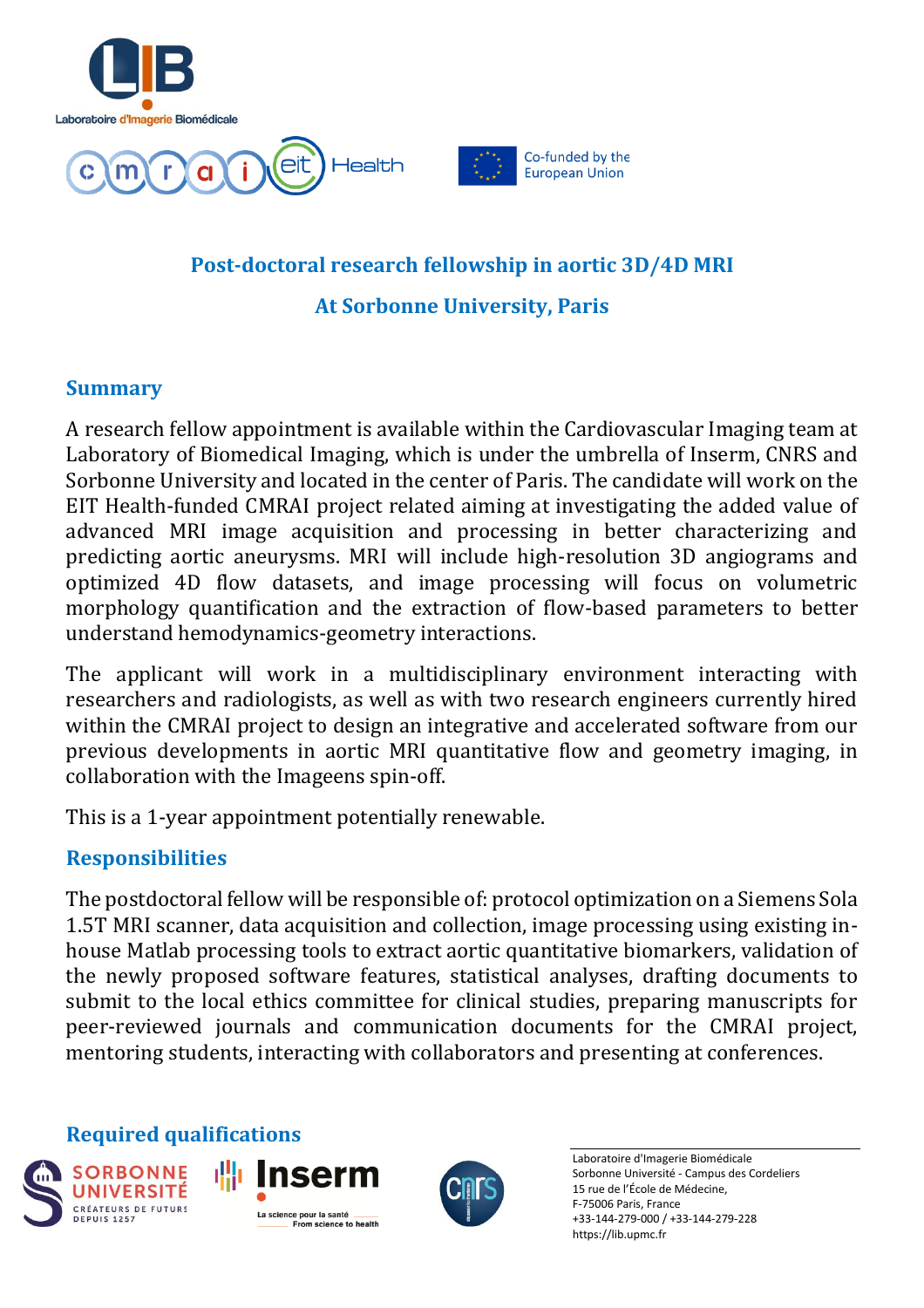Laboratoire d'Imagerie Biomédicale

Co-funded by the European Union

# Post-doctoral research fellowship in aortic 3D/4D MRI

## At Sorbonne University, Paris

### Summary

A research fellow appointment is available within the Cardiovascular Imaging team at Laboratory of Biomedical Imaging, which is under the umbrella of Inserm, CNRS and Sorbonne University and located in the center of Paris. The candidate will work on the EIT Health-funded CMRAI project related aiming at investigating the added value of advanced MRI image acquisition and processing in better characterizing and predicting aortic aneurysms. MRI will include high-resolution 3D angiograms and optimized 4D flow datasets, and image processing will focus on volumetric morphology quantification and the extraction of flow-based parameters to better understand hemodynamics-geometry interactions.

The applicant will work in a multidisciplinary environment interacting with researchers and radiologists, as well as with two research engineers currently hired within the CMRAI project to design an integrative and accelerated software from our previous developments in aortic MRI quantitative flow and geometry imaging, in collaboration with the Imageens spin-off.

This is a 1-year appointment potentially renewable.

### Responsibilities

The postdoctoral fellow will be responsible of: protocol optimization on a Siemens Sola 1.5T MRI scanner, data acquisition and collection, image processing using existing in-house Matlab processing tools to extract aortic quantitative biomarkers, validation of the newly proposed software features, statistical analyses, drafting documents to submit to the local ethics committee for clinical studies, preparing manuscripts for peer-reviewed journals and communication documents for the CMRAI project, mentoring students, interacting with collaborators and presenting at conferences.

### Required qualifications

Laboratoire d'Imagerie Biomédicale
Sorbonne Université - Campus des Cordeliers
15 rue de l'École de Médecine,
F-75006 Paris, France
+33-144-279-000 / +33-144-279-228
https://lib.upmc.fr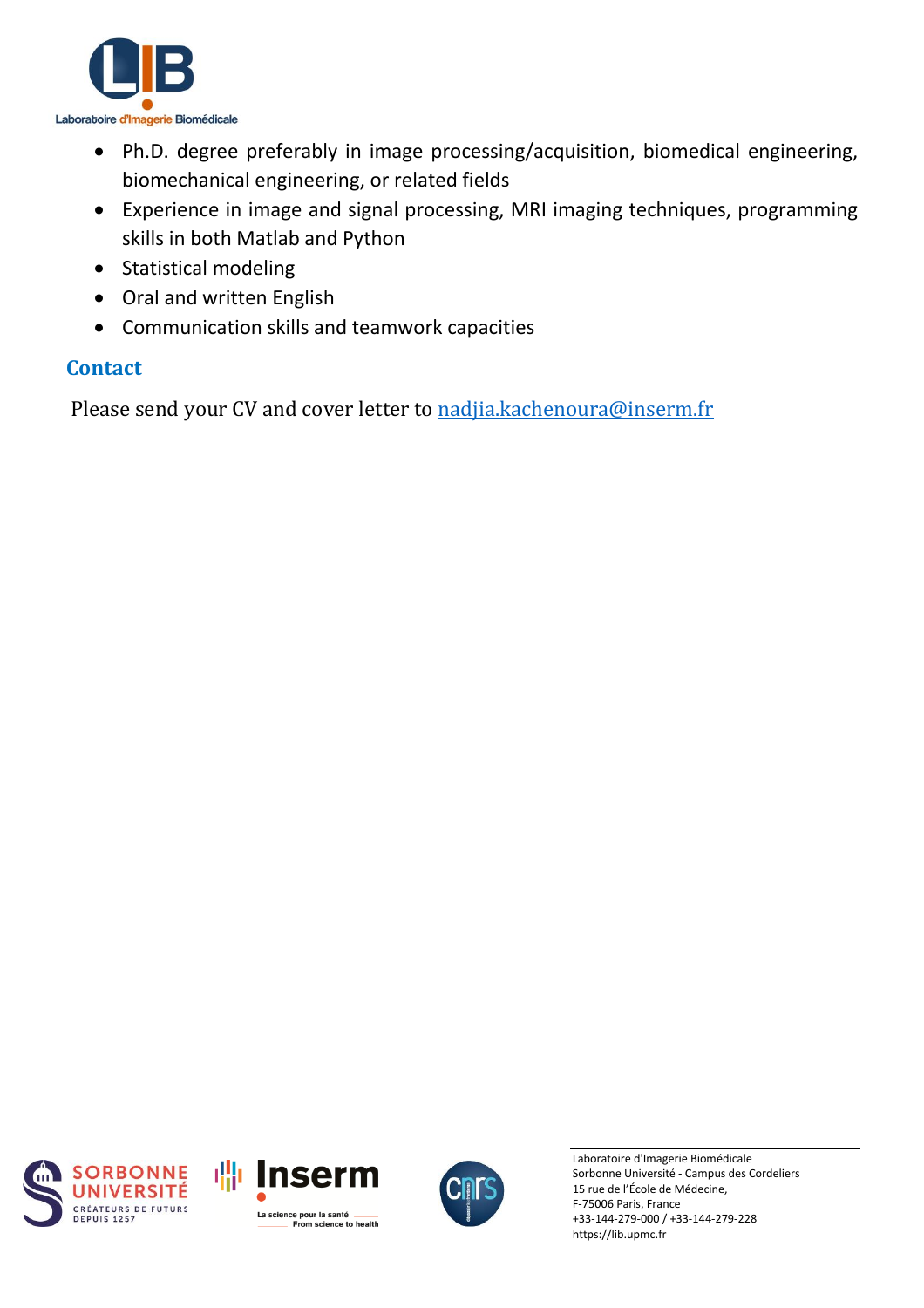- Ph.D. degree preferably in image processing/acquisition, biomedical engineering, biomechanical engineering, or related fields
- Experience in image and signal processing, MRI imaging techniques, programming skills in both Matlab and Python
- Statistical modeling
- Oral and written English
- Communication skills and teamwork capacities

## Contact

Please send your CV and cover letter to nadjia.kachenoura@inserm.fr

Laboratoire d'Imagerie Biomédicale
Sorbonne Université - Campus des Cordeliers
15 rue de l'École de Médecine,
F-75006 Paris, France
+33-144-279-000 / +33-144-279-228
https://lib.upmc.fr